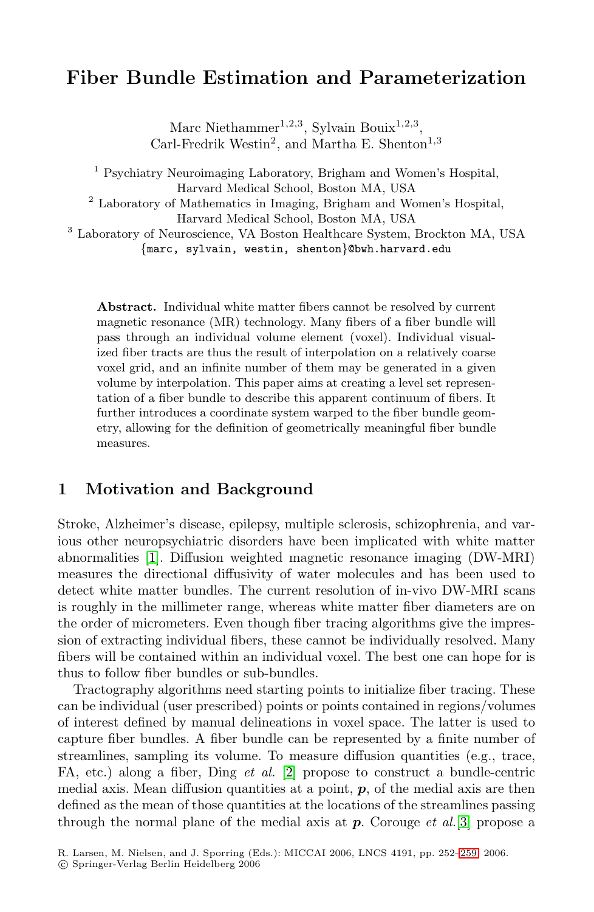# Fiber Bundle Estimation and Parameterization

Marc Niethammer[1,2,3], Sylvain Bouix[1,2,3], Carl-Fredrik Westin[2], and Martha E. Shenton[1,3]

[1] Psychiatry Neuroimaging Laboratory, Brigham and Women's Hospital, Harvard Medical School, Boston MA, USA

[2] Laboratory of Mathematics in Imaging, Brigham and Women's Hospital, Harvard Medical School, Boston MA, USA

[3] Laboratory of Neuroscience, VA Boston Healthcare System, Brockton MA, USA

{marc, sylvain, westin, shenton}@bwh.harvard.edu

**Abstract.** Individual white matter fibers cannot be resolved by current magnetic resonance (MR) technology. Many fibers of a fiber bundle will pass through an individual volume element (voxel). Individual visualized fiber tracts are thus the result of interpolation on a relatively coarse voxel grid, and an infinite number of them may be generated in a given volume by interpolation. This paper aims at creating a level set representation of a fiber bundle to describe this apparent continuum of fibers. It further introduces a coordinate system warped to the fiber bundle geometry, allowing for the definition of geometrically meaningful fiber bundle measures.

## 1 Motivation and Background

Stroke, Alzheimer's disease, epilepsy, multiple sclerosis, schizophrenia, and various other neuropsychiatric disorders have been implicated with white matter abnormalities [1]. Diffusion weighted magnetic resonance imaging (DW-MRI) measures the directional diffusivity of water molecules and has been used to detect white matter bundles. The current resolution of in-vivo DW-MRI scans is roughly in the millimeter range, whereas white matter fiber diameters are on the order of micrometers. Even though fiber tracing algorithms give the impression of extracting individual fibers, these cannot be individually resolved. Many fibers will be contained within an individual voxel. The best one can hope for is thus to follow fiber bundles or sub-bundles.

Tractography algorithms need starting points to initialize fiber tracing. These can be individual (user prescribed) points or points contained in regions/volumes of interest defined by manual delineations in voxel space. The latter is used to capture fiber bundles. A fiber bundle can be represented by a finite number of streamlines, sampling its volume. To measure diffusion quantities (e.g., trace, FA, etc.) along a fiber, Ding *et al.* [2] propose to construct a bundle-centric medial axis. Mean diffusion quantities at a point, $\boldsymbol{p}$, of the medial axis are then defined as the mean of those quantities at the locations of the streamlines passing through the normal plane of the medial axis at $\boldsymbol{p}$. Corouge *et al.* [3] propose a

R. Larsen, M. Nielsen, and J. Sporring (Eds.): MICCAI 2006, LNCS 4191, pp. 252–259, 2006.
© Springer-Verlag Berlin Heidelberg 2006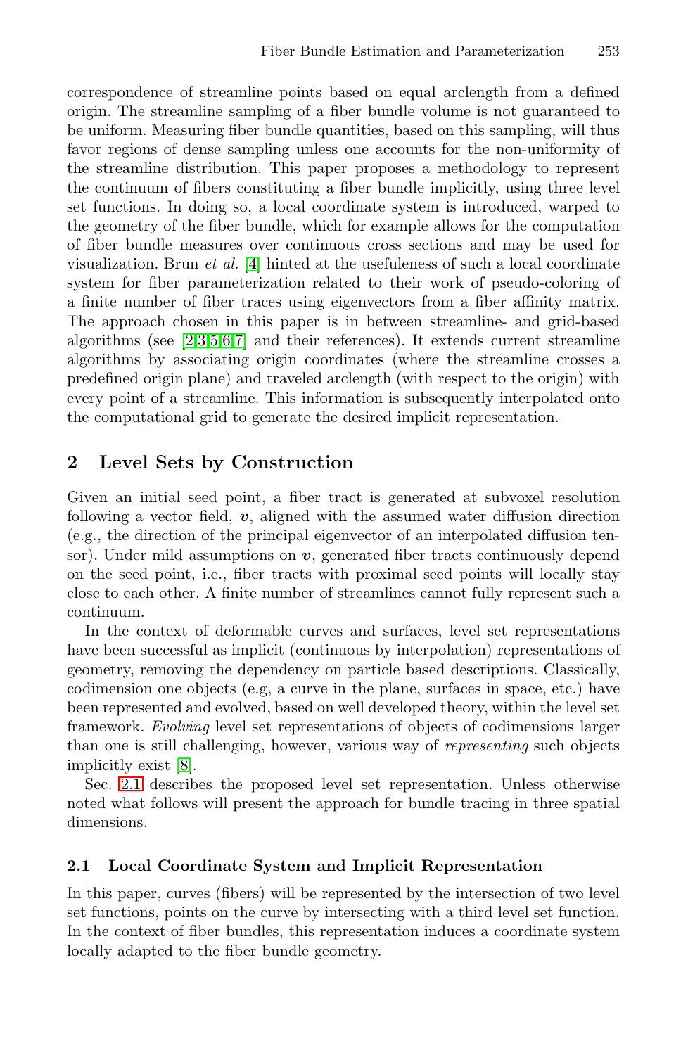correspondence of streamline points based on equal arclength from a defined origin. The streamline sampling of a fiber bundle volume is not guaranteed to be uniform. Measuring fiber bundle quantities, based on this sampling, will thus favor regions of dense sampling unless one accounts for the non-uniformity of the streamline distribution. This paper proposes a methodology to represent the continuum of fibers constituting a fiber bundle implicitly, using three level set functions. In doing so, a local coordinate system is introduced, warped to the geometry of the fiber bundle, which for example allows for the computation of fiber bundle measures over continuous cross sections and may be used for visualization. Brun *et al.* [4] hinted at the usefuleness of such a local coordinate system for fiber parameterization related to their work of pseudo-coloring of a finite number of fiber traces using eigenvectors from a fiber affinity matrix. The approach chosen in this paper is in between streamline- and grid-based algorithms (see [2,3,5,6,7] and their references). It extends current streamline algorithms by associating origin coordinates (where the streamline crosses a predefined origin plane) and traveled arclength (with respect to the origin) with every point of a streamline. This information is subsequently interpolated onto the computational grid to generate the desired implicit representation.

## 2 Level Sets by Construction

Given an initial seed point, a fiber tract is generated at subvoxel resolution following a vector field, $\boldsymbol{v}$, aligned with the assumed water diffusion direction (e.g., the direction of the principal eigenvector of an interpolated diffusion tensor). Under mild assumptions on $\boldsymbol{v}$, generated fiber tracts continuously depend on the seed point, i.e., fiber tracts with proximal seed points will locally stay close to each other. A finite number of streamlines cannot fully represent such a continuum.

In the context of deformable curves and surfaces, level set representations have been successful as implicit (continuous by interpolation) representations of geometry, removing the dependency on particle based descriptions. Classically, codimension one objects (e.g, a curve in the plane, surfaces in space, etc.) have been represented and evolved, based on well developed theory, within the level set framework. *Evolving* level set representations of objects of codimensions larger than one is still challenging, however, various way of *representing* such objects implicitly exist [8].

Sec. 2.1 describes the proposed level set representation. Unless otherwise noted what follows will present the approach for bundle tracing in three spatial dimensions.

### 2.1 Local Coordinate System and Implicit Representation

In this paper, curves (fibers) will be represented by the intersection of two level set functions, points on the curve by intersecting with a third level set function. In the context of fiber bundles, this representation induces a coordinate system locally adapted to the fiber bundle geometry.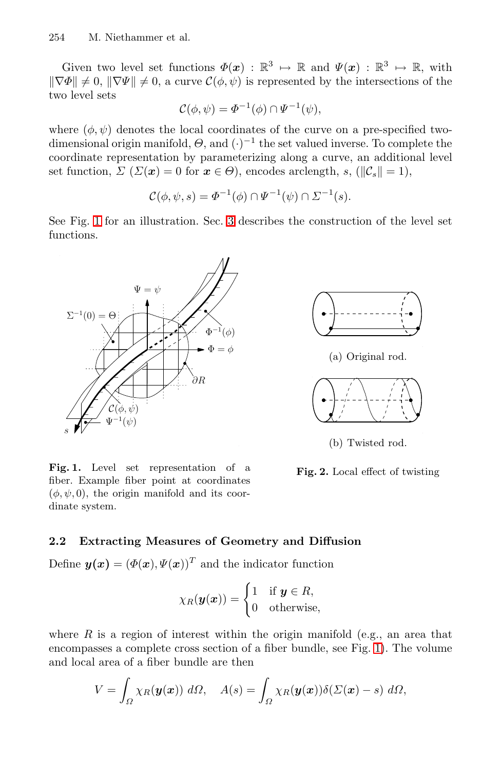Given two level set functions $\Phi(\boldsymbol{x}) : \mathbb{R}^3 \mapsto \mathbb{R}$ and $\Psi(\boldsymbol{x}) : \mathbb{R}^3 \mapsto \mathbb{R}$, with $\|\nabla \Phi\| \neq 0$, $\|\nabla \Psi\| \neq 0$, a curve $\mathcal{C}(\phi, \psi)$ is represented by the intersections of the two level sets

$$\mathcal{C}(\phi, \psi) = \Phi^{-1}(\phi) \cap \Psi^{-1}(\psi),$$

where $(\phi, \psi)$ denotes the local coordinates of the curve on a pre-specified two-dimensional origin manifold, $\Theta$, and $(\cdot)^{-1}$ the set valued inverse. To complete the coordinate representation by parameterizing along a curve, an additional level set function, $\Sigma$ ($\Sigma(\boldsymbol{x}) = 0$ for $\boldsymbol{x} \in \Theta$), encodes arclength, $s$, ($\|\mathcal{C}_s\| = 1$),

$$\mathcal{C}(\phi, \psi, s) = \Phi^{-1}(\phi) \cap \Psi^{-1}(\psi) \cap \Sigma^{-1}(s).$$

See Fig. 1 for an illustration. Sec. 3 describes the construction of the level set functions.

**Fig. 1.** Level set representation of a fiber. Example fiber point at coordinates $(\phi, \psi, 0)$, the origin manifold and its coordinate system.

(a) Original rod.

(b) Twisted rod.

**Fig. 2.** Local effect of twisting

## 2.2 Extracting Measures of Geometry and Diffusion

Define $\boldsymbol{y}(\boldsymbol{x}) = (\Phi(\boldsymbol{x}), \Psi(\boldsymbol{x}))^T$ and the indicator function

$$\chi_R(\boldsymbol{y}(\boldsymbol{x})) = \begin{cases} 1 & \text{if } \boldsymbol{y} \in R, \\ 0 & \text{otherwise,} \end{cases}$$

where $R$ is a region of interest within the origin manifold (e.g., an area that encompasses a complete cross section of a fiber bundle, see Fig. 1). The volume and local area of a fiber bundle are then

$$V = \int_{\Omega} \chi_R(\boldsymbol{y}(\boldsymbol{x}))\ d\Omega, \quad A(s) = \int_{\Omega} \chi_R(\boldsymbol{y}(\boldsymbol{x}))\delta(\Sigma(\boldsymbol{x}) - s)\ d\Omega,$$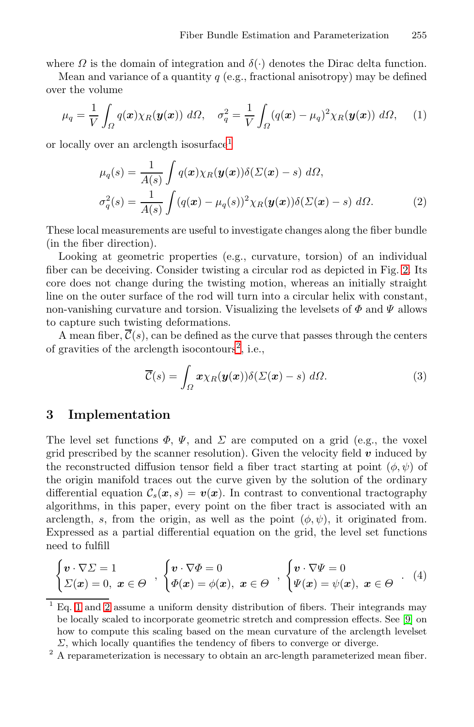where $\Omega$ is the domain of integration and $\delta(\cdot)$ denotes the Dirac delta function.

Mean and variance of a quantity $q$ (e.g., fractional anisotropy) may be defined over the volume

$$\mu_q = \frac{1}{V}\int_\Omega q(\boldsymbol{x})\chi_R(\boldsymbol{y}(\boldsymbol{x}))\;d\Omega, \quad \sigma_q^2 = \frac{1}{V}\int_\Omega (q(\boldsymbol{x})-\mu_q)^2\chi_R(\boldsymbol{y}(\boldsymbol{x}))\;d\Omega, \tag{1}$$

or locally over an arclength isosurface[1]

$$\begin{aligned}
\mu_q(s) &= \frac{1}{A(s)}\int q(\boldsymbol{x})\chi_R(\boldsymbol{y}(\boldsymbol{x}))\delta(\Sigma(\boldsymbol{x})-s)\;d\Omega,\\
\sigma_q^2(s) &= \frac{1}{A(s)}\int (q(\boldsymbol{x})-\mu_q(s))^2\chi_R(\boldsymbol{y}(\boldsymbol{x}))\delta(\Sigma(\boldsymbol{x})-s)\;d\Omega.
\end{aligned} \tag{2}$$

These local measurements are useful to investigate changes along the fiber bundle (in the fiber direction).

Looking at geometric properties (e.g., curvature, torsion) of an individual fiber can be deceiving. Consider twisting a circular rod as depicted in Fig. 2. Its core does not change during the twisting motion, whereas an initially straight line on the outer surface of the rod will turn into a circular helix with constant, non-vanishing curvature and torsion. Visualizing the levelsets of $\Phi$ and $\Psi$ allows to capture such twisting deformations.

A mean fiber, $\overline{\mathcal{C}}(s)$, can be defined as the curve that passes through the centers of gravities of the arclength isocontours[2], i.e.,

$$\overline{\mathcal{C}}(s) = \int_\Omega \boldsymbol{x}\chi_R(\boldsymbol{y}(\boldsymbol{x}))\delta(\Sigma(\boldsymbol{x})-s)\;d\Omega. \tag{3}$$

## 3 Implementation

The level set functions $\Phi$, $\Psi$, and $\Sigma$ are computed on a grid (e.g., the voxel grid prescribed by the scanner resolution). Given the velocity field $\boldsymbol{v}$ induced by the reconstructed diffusion tensor field a fiber tract starting at point $(\phi,\psi)$ of the origin manifold traces out the curve given by the solution of the ordinary differential equation $\mathcal{C}_s(\boldsymbol{x},s) = \boldsymbol{v}(\boldsymbol{x})$. In contrast to conventional tractography algorithms, in this paper, every point on the fiber tract is associated with an arclength, $s$, from the origin, as well as the point $(\phi,\psi)$, it originated from. Expressed as a partial differential equation on the grid, the level set functions need to fulfill

$$\begin{cases}\boldsymbol{v}\cdot\nabla\Sigma = 1\\ \Sigma(\boldsymbol{x}) = 0,\; \boldsymbol{x}\in\Theta\end{cases},\quad \begin{cases}\boldsymbol{v}\cdot\nabla\Phi = 0\\ \Phi(\boldsymbol{x}) = \phi(\boldsymbol{x}),\; \boldsymbol{x}\in\Theta\end{cases},\quad \begin{cases}\boldsymbol{v}\cdot\nabla\Psi = 0\\ \Psi(\boldsymbol{x}) = \psi(\boldsymbol{x}),\; \boldsymbol{x}\in\Theta\end{cases}. \tag{4}$$

---

[1] Eq. 1 and 2 assume a uniform density distribution of fibers. Their integrands may be locally scaled to incorporate geometric stretch and compression effects. See [9] on how to compute this scaling based on the mean curvature of the arclength levelset $\Sigma$, which locally quantifies the tendency of fibers to converge or diverge.

[2] A reparameterization is necessary to obtain an arc-length parameterized mean fiber.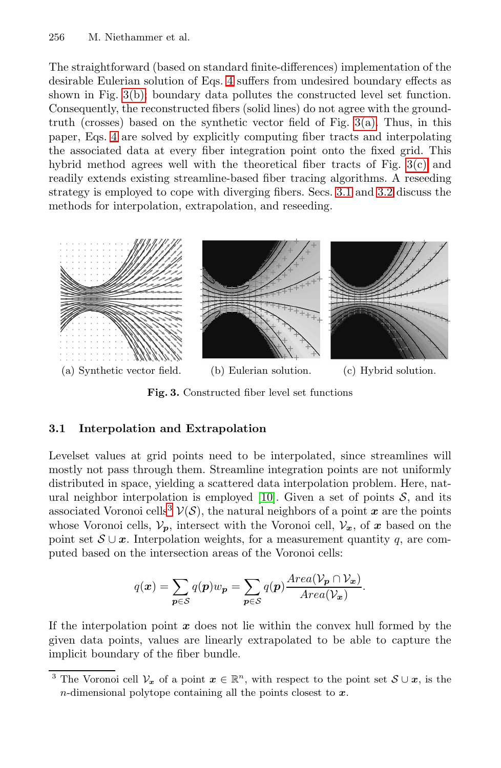The straightforward (based on standard finite-differences) implementation of the desirable Eulerian solution of Eqs. 4 suffers from undesired boundary effects as shown in Fig. 3(b); boundary data pollutes the constructed level set function. Consequently, the reconstructed fibers (solid lines) do not agree with the ground-truth (crosses) based on the synthetic vector field of Fig. 3(a). Thus, in this paper, Eqs. 4 are solved by explicitly computing fiber tracts and interpolating the associated data at every fiber integration point onto the fixed grid. This hybrid method agrees well with the theoretical fiber tracts of Fig. 3(c) and readily extends existing streamline-based fiber tracing algorithms. A reseeding strategy is employed to cope with diverging fibers. Secs. 3.1 and 3.2 discuss the methods for interpolation, extrapolation, and reseeding.

(a) Synthetic vector field. (b) Eulerian solution. (c) Hybrid solution.

**Fig. 3.** Constructed fiber level set functions

### 3.1 Interpolation and Extrapolation

Levelset values at grid points need to be interpolated, since streamlines will mostly not pass through them. Streamline integration points are not uniformly distributed in space, yielding a scattered data interpolation problem. Here, natural neighbor interpolation is employed [10]. Given a set of points $\mathcal{S}$, and its associated Voronoi cells[3] $\mathcal{V}(\mathcal{S})$, the natural neighbors of a point $\boldsymbol{x}$ are the points whose Voronoi cells, $\mathcal{V}_{\boldsymbol{p}}$, intersect with the Voronoi cell, $\mathcal{V}_{\boldsymbol{x}}$, of $\boldsymbol{x}$ based on the point set $\mathcal{S} \cup \boldsymbol{x}$. Interpolation weights, for a measurement quantity $q$, are computed based on the intersection areas of the Voronoi cells:

$$q(\boldsymbol{x}) = \sum_{\boldsymbol{p} \in \mathcal{S}} q(\boldsymbol{p}) w_{\boldsymbol{p}} = \sum_{\boldsymbol{p} \in \mathcal{S}} q(\boldsymbol{p}) \frac{Area(\mathcal{V}_{\boldsymbol{p}} \cap \mathcal{V}_{\boldsymbol{x}})}{Area(\mathcal{V}_{\boldsymbol{x}})}.$$

If the interpolation point $\boldsymbol{x}$ does not lie within the convex hull formed by the given data points, values are linearly extrapolated to be able to capture the implicit boundary of the fiber bundle.

[3] The Voronoi cell $\mathcal{V}_{\boldsymbol{x}}$ of a point $\boldsymbol{x} \in \mathbb{R}^n$, with respect to the point set $\mathcal{S} \cup \boldsymbol{x}$, is the $n$-dimensional polytope containing all the points closest to $\boldsymbol{x}$.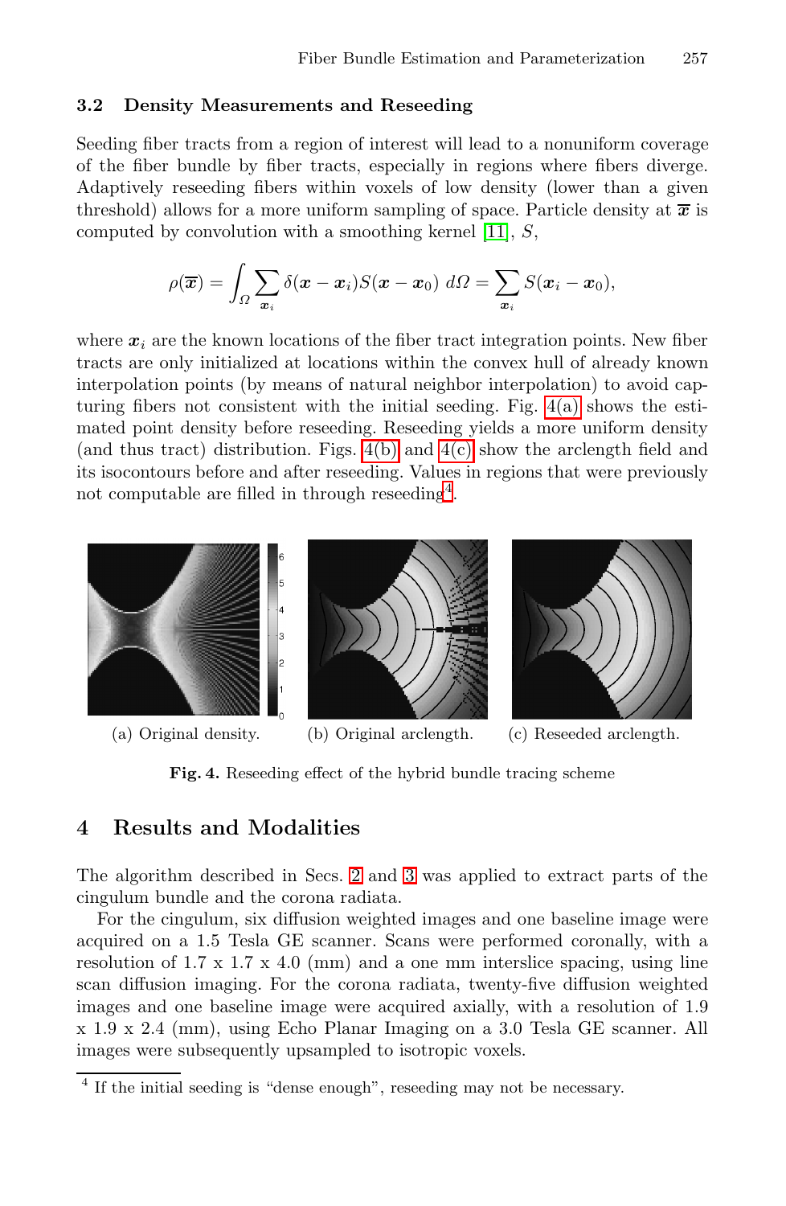### 3.2 Density Measurements and Reseeding

Seeding fiber tracts from a region of interest will lead to a nonuniform coverage of the fiber bundle by fiber tracts, especially in regions where fibers diverge. Adaptively reseeding fibers within voxels of low density (lower than a given threshold) allows for a more uniform sampling of space. Particle density at $\overline{\boldsymbol{x}}$ is computed by convolution with a smoothing kernel [11], $S$,

$$\rho(\overline{\boldsymbol{x}}) = \int_{\Omega} \sum_{\boldsymbol{x}_i} \delta(\boldsymbol{x} - \boldsymbol{x}_i) S(\boldsymbol{x} - \boldsymbol{x}_0) \, d\Omega = \sum_{\boldsymbol{x}_i} S(\boldsymbol{x}_i - \boldsymbol{x}_0),$$

where $\boldsymbol{x}_i$ are the known locations of the fiber tract integration points. New fiber tracts are only initialized at locations within the convex hull of already known interpolation points (by means of natural neighbor interpolation) to avoid capturing fibers not consistent with the initial seeding. Fig. 4(a) shows the estimated point density before reseeding. Reseeding yields a more uniform density (and thus tract) distribution. Figs. 4(b) and 4(c) show the arclength field and its isocontours before and after reseeding. Values in regions that were previously not computable are filled in through reseeding[4].

(a) Original density. (b) Original arclength. (c) Reseeded arclength.

**Fig. 4.** Reseeding effect of the hybrid bundle tracing scheme

## 4 Results and Modalities

The algorithm described in Secs. 2 and 3 was applied to extract parts of the cingulum bundle and the corona radiata.

For the cingulum, six diffusion weighted images and one baseline image were acquired on a 1.5 Tesla GE scanner. Scans were performed coronally, with a resolution of 1.7 x 1.7 x 4.0 (mm) and a one mm interslice spacing, using line scan diffusion imaging. For the corona radiata, twenty-five diffusion weighted images and one baseline image were acquired axially, with a resolution of 1.9 x 1.9 x 2.4 (mm), using Echo Planar Imaging on a 3.0 Tesla GE scanner. All images were subsequently upsampled to isotropic voxels.

[4] If the initial seeding is "dense enough", reseeding may not be necessary.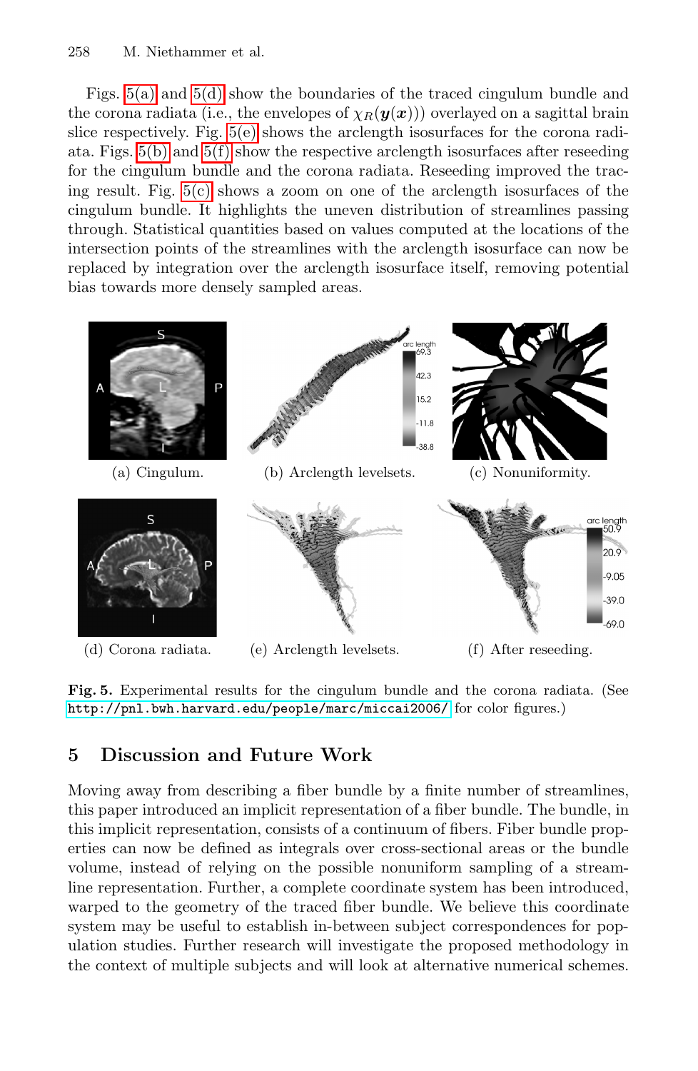Figs. 5(a) and 5(d) show the boundaries of the traced cingulum bundle and the corona radiata (i.e., the envelopes of $\chi_R(\boldsymbol{y}(\boldsymbol{x}))$) overlayed on a sagittal brain slice respectively. Fig. 5(e) shows the arclength isosurfaces for the corona radiata. Figs. 5(b) and 5(f) show the respective arclength isosurfaces after reseeding for the cingulum bundle and the corona radiata. Reseeding improved the tracing result. Fig. 5(c) shows a zoom on one of the arclength isosurfaces of the cingulum bundle. It highlights the uneven distribution of streamlines passing through. Statistical quantities based on values computed at the locations of the intersection points of the streamlines with the arclength isosurface can now be replaced by integration over the arclength isosurface itself, removing potential bias towards more densely sampled areas.

(a) Cingulum. (b) Arclength levelsets. (c) Nonuniformity.

(d) Corona radiata. (e) Arclength levelsets. (f) After reseeding.

**Fig. 5.** Experimental results for the cingulum bundle and the corona radiata. (See `http://pnl.bwh.harvard.edu/people/marc/miccai2006/` for color figures.)

## 5 Discussion and Future Work

Moving away from describing a fiber bundle by a finite number of streamlines, this paper introduced an implicit representation of a fiber bundle. The bundle, in this implicit representation, consists of a continuum of fibers. Fiber bundle properties can now be defined as integrals over cross-sectional areas or the bundle volume, instead of relying on the possible nonuniform sampling of a streamline representation. Further, a complete coordinate system has been introduced, warped to the geometry of the traced fiber bundle. We believe this coordinate system may be useful to establish in-between subject correspondences for population studies. Further research will investigate the proposed methodology in the context of multiple subjects and will look at alternative numerical schemes.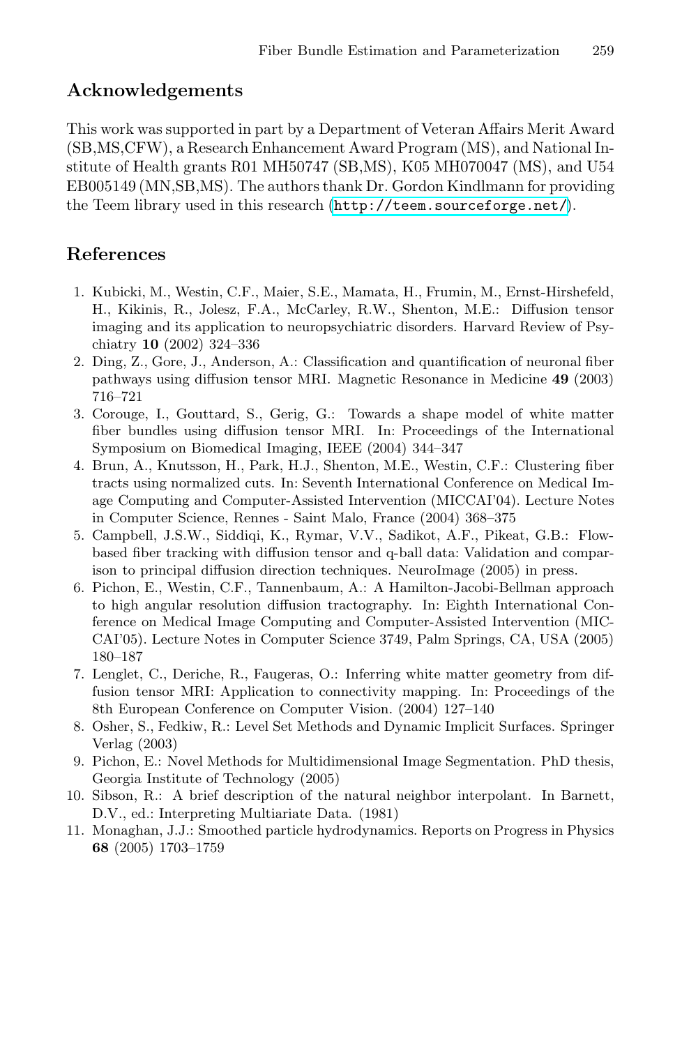## Acknowledgements

This work was supported in part by a Department of Veteran Affairs Merit Award (SB,MS,CFW), a Research Enhancement Award Program (MS), and National Institute of Health grants R01 MH50747 (SB,MS), K05 MH070047 (MS), and U54 EB005149 (MN,SB,MS). The authors thank Dr. Gordon Kindlmann for providing the Teem library used in this research (http://teem.sourceforge.net/).

## References

1. Kubicki, M., Westin, C.F., Maier, S.E., Mamata, H., Frumin, M., Ernst-Hirshefeld, H., Kikinis, R., Jolesz, F.A., McCarley, R.W., Shenton, M.E.: Diffusion tensor imaging and its application to neuropsychiatric disorders. Harvard Review of Psychiatry **10** (2002) 324–336
2. Ding, Z., Gore, J., Anderson, A.: Classification and quantification of neuronal fiber pathways using diffusion tensor MRI. Magnetic Resonance in Medicine **49** (2003) 716–721
3. Corouge, I., Gouttard, S., Gerig, G.: Towards a shape model of white matter fiber bundles using diffusion tensor MRI. In: Proceedings of the International Symposium on Biomedical Imaging, IEEE (2004) 344–347
4. Brun, A., Knutsson, H., Park, H.J., Shenton, M.E., Westin, C.F.: Clustering fiber tracts using normalized cuts. In: Seventh International Conference on Medical Image Computing and Computer-Assisted Intervention (MICCAI'04). Lecture Notes in Computer Science, Rennes - Saint Malo, France (2004) 368–375
5. Campbell, J.S.W., Siddiqi, K., Rymar, V.V., Sadikot, A.F., Pikeat, G.B.: Flow-based fiber tracking with diffusion tensor and q-ball data: Validation and comparison to principal diffusion direction techniques. NeuroImage (2005) in press.
6. Pichon, E., Westin, C.F., Tannenbaum, A.: A Hamilton-Jacobi-Bellman approach to high angular resolution diffusion tractography. In: Eighth International Conference on Medical Image Computing and Computer-Assisted Intervention (MICCAI'05). Lecture Notes in Computer Science 3749, Palm Springs, CA, USA (2005) 180–187
7. Lenglet, C., Deriche, R., Faugeras, O.: Inferring white matter geometry from diffusion tensor MRI: Application to connectivity mapping. In: Proceedings of the 8th European Conference on Computer Vision. (2004) 127–140
8. Osher, S., Fedkiw, R.: Level Set Methods and Dynamic Implicit Surfaces. Springer Verlag (2003)
9. Pichon, E.: Novel Methods for Multidimensional Image Segmentation. PhD thesis, Georgia Institute of Technology (2005)
10. Sibson, R.: A brief description of the natural neighbor interpolant. In Barnett, D.V., ed.: Interpreting Multiariate Data. (1981)
11. Monaghan, J.J.: Smoothed particle hydrodynamics. Reports on Progress in Physics **68** (2005) 1703–1759